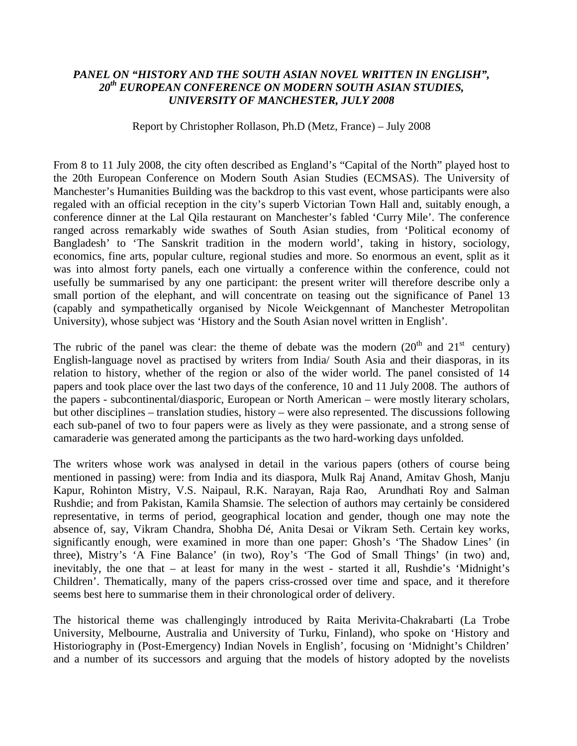***PANEL ON "HISTORY AND THE SOUTH ASIAN NOVEL WRITTEN IN ENGLISH", 20th EUROPEAN CONFERENCE ON MODERN SOUTH ASIAN STUDIES, UNIVERSITY OF MANCHESTER, JULY 2008***

Report by Christopher Rollason, Ph.D (Metz, France) – July 2008

From 8 to 11 July 2008, the city often described as England's "Capital of the North" played host to the 20th European Conference on Modern South Asian Studies (ECMSAS). The University of Manchester's Humanities Building was the backdrop to this vast event, whose participants were also regaled with an official reception in the city's superb Victorian Town Hall and, suitably enough, a conference dinner at the Lal Qila restaurant on Manchester's fabled 'Curry Mile'. The conference ranged across remarkably wide swathes of South Asian studies, from 'Political economy of Bangladesh' to 'The Sanskrit tradition in the modern world', taking in history, sociology, economics, fine arts, popular culture, regional studies and more. So enormous an event, split as it was into almost forty panels, each one virtually a conference within the conference, could not usefully be summarised by any one participant: the present writer will therefore describe only a small portion of the elephant, and will concentrate on teasing out the significance of Panel 13 (capably and sympathetically organised by Nicole Weickgennant of Manchester Metropolitan University), whose subject was 'History and the South Asian novel written in English'.

The rubric of the panel was clear: the theme of debate was the modern (20th and 21st century) English-language novel as practised by writers from India/ South Asia and their diasporas, in its relation to history, whether of the region or also of the wider world. The panel consisted of 14 papers and took place over the last two days of the conference, 10 and 11 July 2008. The authors of the papers - subcontinental/diasporic, European or North American – were mostly literary scholars, but other disciplines – translation studies, history – were also represented. The discussions following each sub-panel of two to four papers were as lively as they were passionate, and a strong sense of camaraderie was generated among the participants as the two hard-working days unfolded.

The writers whose work was analysed in detail in the various papers (others of course being mentioned in passing) were: from India and its diaspora, Mulk Raj Anand, Amitav Ghosh, Manju Kapur, Rohinton Mistry, V.S. Naipaul, R.K. Narayan, Raja Rao, Arundhati Roy and Salman Rushdie; and from Pakistan, Kamila Shamsie. The selection of authors may certainly be considered representative, in terms of period, geographical location and gender, though one may note the absence of, say, Vikram Chandra, Shobha Dé, Anita Desai or Vikram Seth. Certain key works, significantly enough, were examined in more than one paper: Ghosh's 'The Shadow Lines' (in three), Mistry's 'A Fine Balance' (in two), Roy's 'The God of Small Things' (in two) and, inevitably, the one that – at least for many in the west - started it all, Rushdie's 'Midnight's Children'. Thematically, many of the papers criss-crossed over time and space, and it therefore seems best here to summarise them in their chronological order of delivery.

The historical theme was challengingly introduced by Raita Merivita-Chakrabarti (La Trobe University, Melbourne, Australia and University of Turku, Finland), who spoke on 'History and Historiography in (Post-Emergency) Indian Novels in English', focusing on 'Midnight's Children' and a number of its successors and arguing that the models of history adopted by the novelists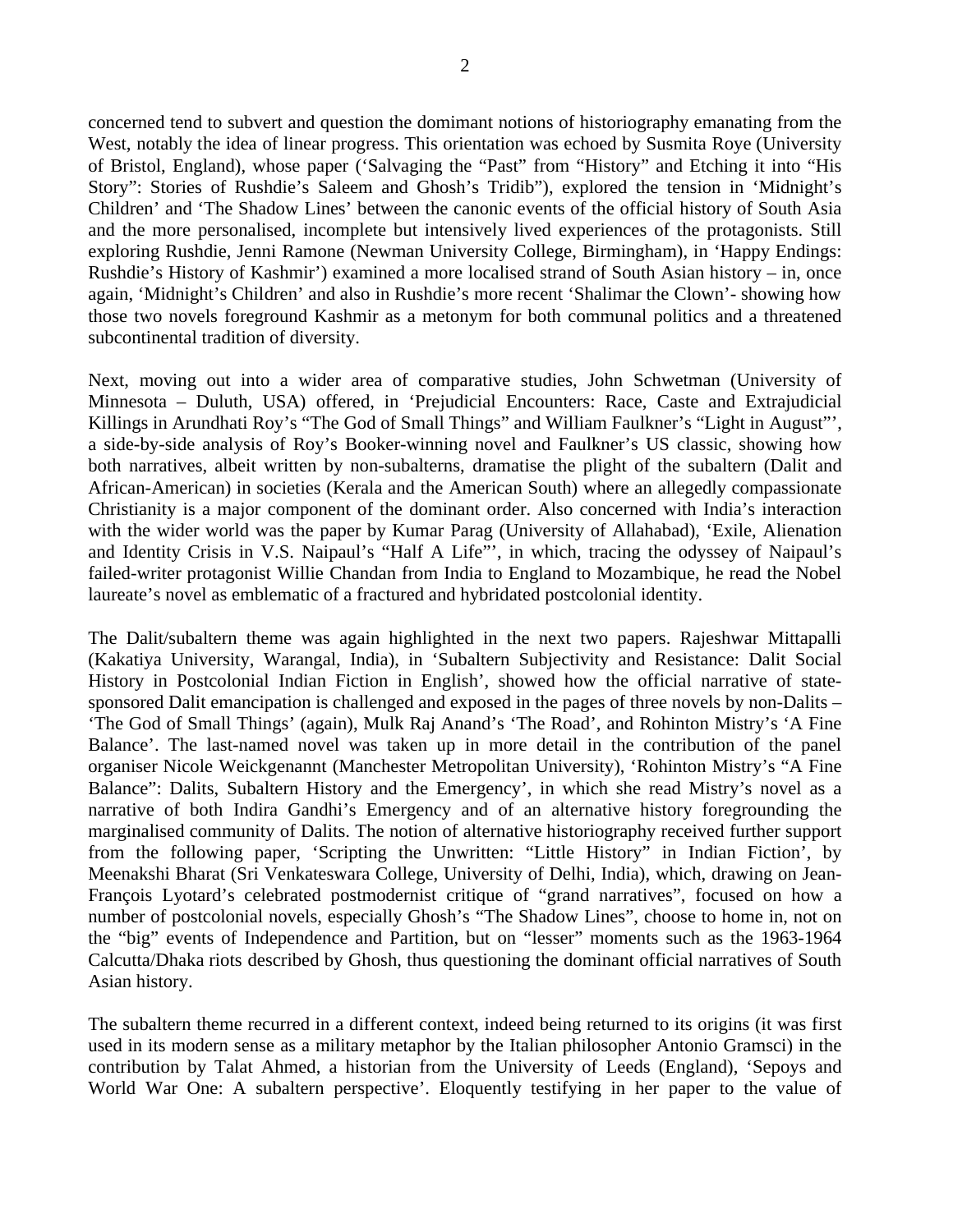concerned tend to subvert and question the domimant notions of historiography emanating from the West, notably the idea of linear progress. This orientation was echoed by Susmita Roye (University of Bristol, England), whose paper ('Salvaging the "Past" from "History" and Etching it into "His Story": Stories of Rushdie's Saleem and Ghosh's Tridib"), explored the tension in 'Midnight's Children' and 'The Shadow Lines' between the canonic events of the official history of South Asia and the more personalised, incomplete but intensively lived experiences of the protagonists. Still exploring Rushdie, Jenni Ramone (Newman University College, Birmingham), in 'Happy Endings: Rushdie's History of Kashmir') examined a more localised strand of South Asian history – in, once again, 'Midnight's Children' and also in Rushdie's more recent 'Shalimar the Clown'- showing how those two novels foreground Kashmir as a metonym for both communal politics and a threatened subcontinental tradition of diversity.

Next, moving out into a wider area of comparative studies, John Schwetman (University of Minnesota – Duluth, USA) offered, in 'Prejudicial Encounters: Race, Caste and Extrajudicial Killings in Arundhati Roy's "The God of Small Things" and William Faulkner's "Light in August"', a side-by-side analysis of Roy's Booker-winning novel and Faulkner's US classic, showing how both narratives, albeit written by non-subalterns, dramatise the plight of the subaltern (Dalit and African-American) in societies (Kerala and the American South) where an allegedly compassionate Christianity is a major component of the dominant order. Also concerned with India's interaction with the wider world was the paper by Kumar Parag (University of Allahabad), 'Exile, Alienation and Identity Crisis in V.S. Naipaul's "Half A Life"', in which, tracing the odyssey of Naipaul's failed-writer protagonist Willie Chandan from India to England to Mozambique, he read the Nobel laureate's novel as emblematic of a fractured and hybridated postcolonial identity.

The Dalit/subaltern theme was again highlighted in the next two papers. Rajeshwar Mittapalli (Kakatiya University, Warangal, India), in 'Subaltern Subjectivity and Resistance: Dalit Social History in Postcolonial Indian Fiction in English', showed how the official narrative of state-sponsored Dalit emancipation is challenged and exposed in the pages of three novels by non-Dalits – 'The God of Small Things' (again), Mulk Raj Anand's 'The Road', and Rohinton Mistry's 'A Fine Balance'. The last-named novel was taken up in more detail in the contribution of the panel organiser Nicole Weickgenannt (Manchester Metropolitan University), 'Rohinton Mistry's "A Fine Balance": Dalits, Subaltern History and the Emergency', in which she read Mistry's novel as a narrative of both Indira Gandhi's Emergency and of an alternative history foregrounding the marginalised community of Dalits. The notion of alternative historiography received further support from the following paper, 'Scripting the Unwritten: "Little History" in Indian Fiction', by Meenakshi Bharat (Sri Venkateswara College, University of Delhi, India), which, drawing on Jean-François Lyotard's celebrated postmodernist critique of "grand narratives", focused on how a number of postcolonial novels, especially Ghosh's "The Shadow Lines", choose to home in, not on the "big" events of Independence and Partition, but on "lesser" moments such as the 1963-1964 Calcutta/Dhaka riots described by Ghosh, thus questioning the dominant official narratives of South Asian history.

The subaltern theme recurred in a different context, indeed being returned to its origins (it was first used in its modern sense as a military metaphor by the Italian philosopher Antonio Gramsci) in the contribution by Talat Ahmed, a historian from the University of Leeds (England), 'Sepoys and World War One: A subaltern perspective'. Eloquently testifying in her paper to the value of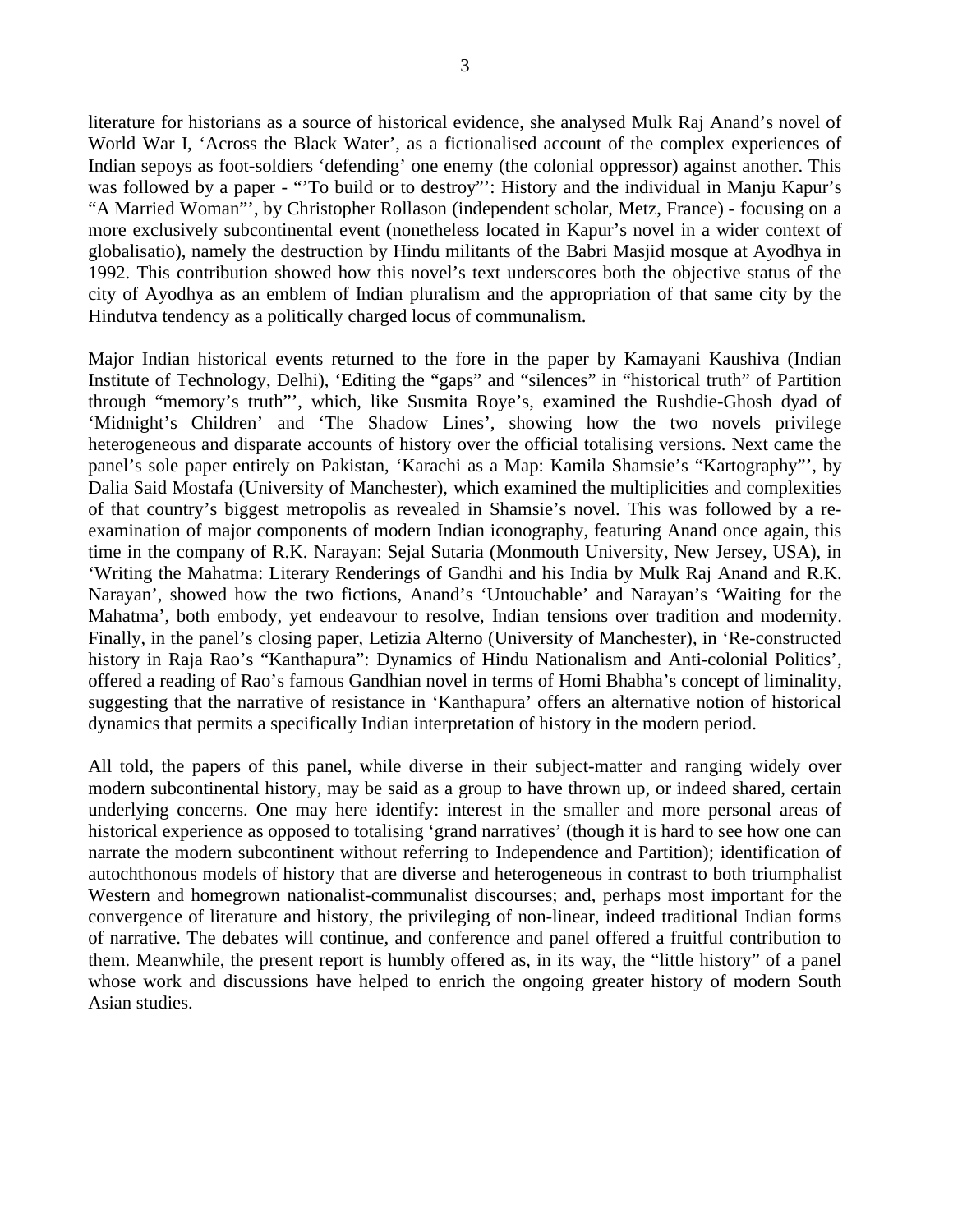literature for historians as a source of historical evidence, she analysed Mulk Raj Anand's novel of World War I, 'Across the Black Water', as a fictionalised account of the complex experiences of Indian sepoys as foot-soldiers 'defending' one enemy (the colonial oppressor) against another. This was followed by a paper - "'To build or to destroy"': History and the individual in Manju Kapur's "A Married Woman"', by Christopher Rollason (independent scholar, Metz, France) - focusing on a more exclusively subcontinental event (nonetheless located in Kapur's novel in a wider context of globalisatio), namely the destruction by Hindu militants of the Babri Masjid mosque at Ayodhya in 1992. This contribution showed how this novel's text underscores both the objective status of the city of Ayodhya as an emblem of Indian pluralism and the appropriation of that same city by the Hindutva tendency as a politically charged locus of communalism.

Major Indian historical events returned to the fore in the paper by Kamayani Kaushiva (Indian Institute of Technology, Delhi), 'Editing the "gaps" and "silences" in "historical truth" of Partition through "memory's truth"', which, like Susmita Roye's, examined the Rushdie-Ghosh dyad of 'Midnight's Children' and 'The Shadow Lines', showing how the two novels privilege heterogeneous and disparate accounts of history over the official totalising versions. Next came the panel's sole paper entirely on Pakistan, 'Karachi as a Map: Kamila Shamsie's "Kartography"', by Dalia Said Mostafa (University of Manchester), which examined the multiplicities and complexities of that country's biggest metropolis as revealed in Shamsie's novel. This was followed by a re-examination of major components of modern Indian iconography, featuring Anand once again, this time in the company of R.K. Narayan: Sejal Sutaria (Monmouth University, New Jersey, USA), in 'Writing the Mahatma: Literary Renderings of Gandhi and his India by Mulk Raj Anand and R.K. Narayan', showed how the two fictions, Anand's 'Untouchable' and Narayan's 'Waiting for the Mahatma', both embody, yet endeavour to resolve, Indian tensions over tradition and modernity. Finally, in the panel's closing paper, Letizia Alterno (University of Manchester), in 'Re-constructed history in Raja Rao's "Kanthapura": Dynamics of Hindu Nationalism and Anti-colonial Politics', offered a reading of Rao's famous Gandhian novel in terms of Homi Bhabha's concept of liminality, suggesting that the narrative of resistance in 'Kanthapura' offers an alternative notion of historical dynamics that permits a specifically Indian interpretation of history in the modern period.

All told, the papers of this panel, while diverse in their subject-matter and ranging widely over modern subcontinental history, may be said as a group to have thrown up, or indeed shared, certain underlying concerns. One may here identify: interest in the smaller and more personal areas of historical experience as opposed to totalising 'grand narratives' (though it is hard to see how one can narrate the modern subcontinent without referring to Independence and Partition); identification of autochthonous models of history that are diverse and heterogeneous in contrast to both triumphalist Western and homegrown nationalist-communalist discourses; and, perhaps most important for the convergence of literature and history, the privileging of non-linear, indeed traditional Indian forms of narrative. The debates will continue, and conference and panel offered a fruitful contribution to them. Meanwhile, the present report is humbly offered as, in its way, the "little history" of a panel whose work and discussions have helped to enrich the ongoing greater history of modern South Asian studies.